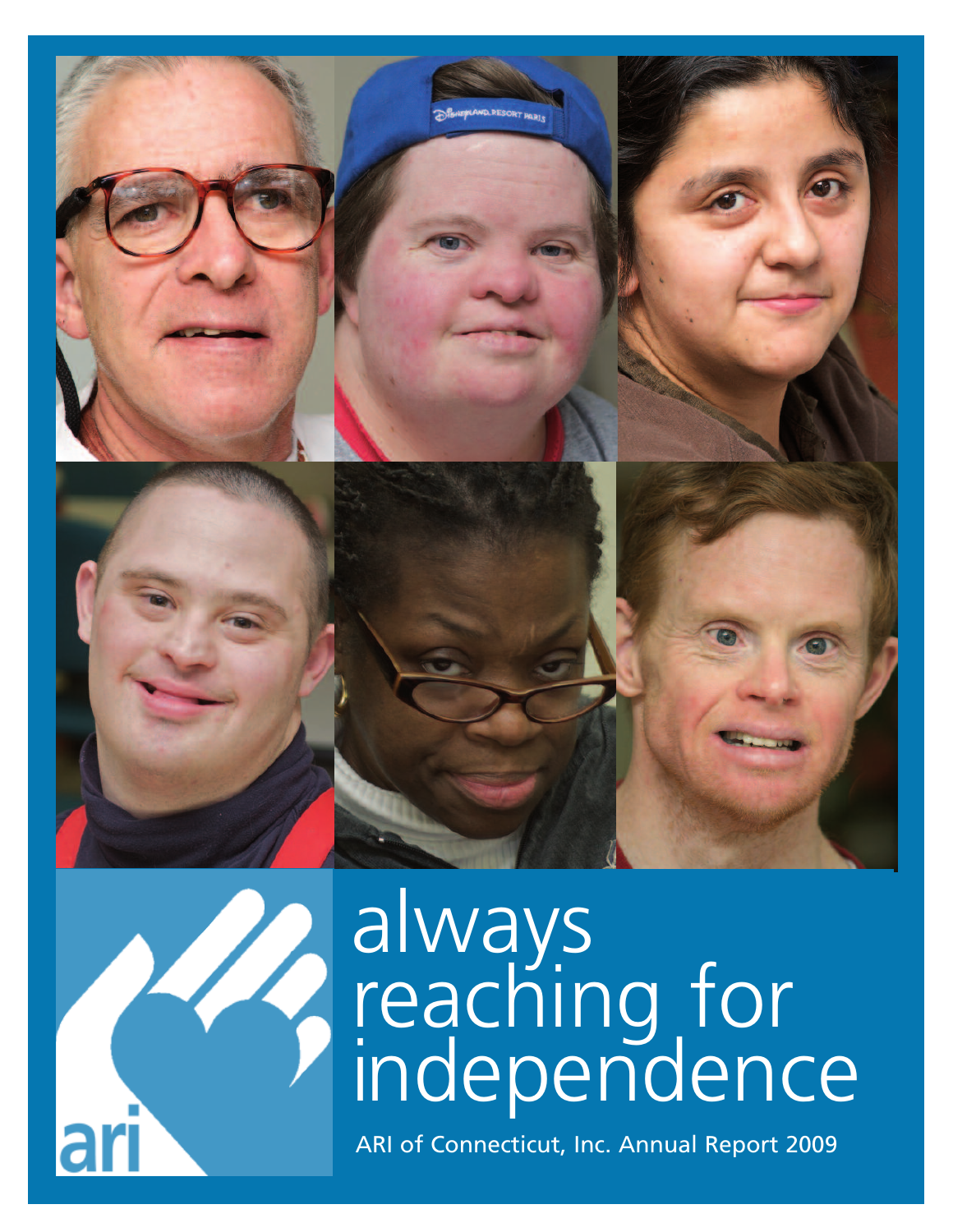# always reaching for independence

ari

ARI of Connecticut, Inc. Annual Report 2009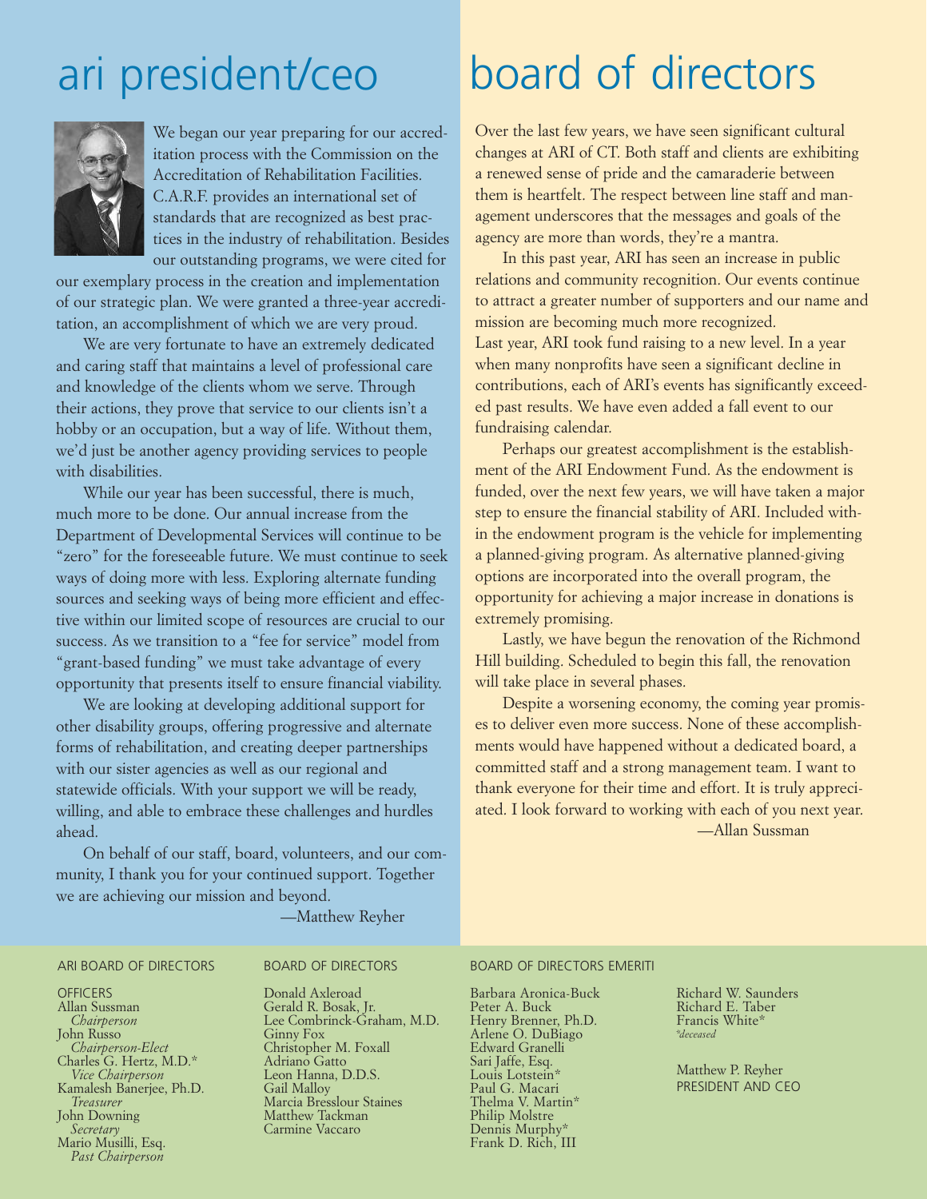# ari president/ceo

We began our year preparing for our accreditation process with the Commission on the Accreditation of Rehabilitation Facilities. C.A.R.F. provides an international set of standards that are recognized as best practices in the industry of rehabilitation. Besides our outstanding programs, we were cited for our exemplary process in the creation and implementation of our strategic plan. We were granted a three-year accreditation, an accomplishment of which we are very proud.

We are very fortunate to have an extremely dedicated and caring staff that maintains a level of professional care and knowledge of the clients whom we serve. Through their actions, they prove that service to our clients isn't a hobby or an occupation, but a way of life. Without them, we'd just be another agency providing services to people with disabilities.

While our year has been successful, there is much, much more to be done. Our annual increase from the Department of Developmental Services will continue to be "zero" for the foreseeable future. We must continue to seek ways of doing more with less. Exploring alternate funding sources and seeking ways of being more efficient and effective within our limited scope of resources are crucial to our success. As we transition to a "fee for service" model from "grant-based funding" we must take advantage of every opportunity that presents itself to ensure financial viability.

We are looking at developing additional support for other disability groups, offering progressive and alternate forms of rehabilitation, and creating deeper partnerships with our sister agencies as well as our regional and statewide officials. With your support we will be ready, willing, and able to embrace these challenges and hurdles ahead.

On behalf of our staff, board, volunteers, and our community, I thank you for your continued support. Together we are achieving our mission and beyond.

—Matthew Reyher

# board of directors

Over the last few years, we have seen significant cultural changes at ARI of CT. Both staff and clients are exhibiting a renewed sense of pride and the camaraderie between them is heartfelt. The respect between line staff and management underscores that the messages and goals of the agency are more than words, they're a mantra.

In this past year, ARI has seen an increase in public relations and community recognition. Our events continue to attract a greater number of supporters and our name and mission are becoming much more recognized.
Last year, ARI took fund raising to a new level. In a year when many nonprofits have seen a significant decline in contributions, each of ARI's events has significantly exceeded past results. We have even added a fall event to our fundraising calendar.

Perhaps our greatest accomplishment is the establishment of the ARI Endowment Fund. As the endowment is funded, over the next few years, we will have taken a major step to ensure the financial stability of ARI. Included within the endowment program is the vehicle for implementing a planned-giving program. As alternative planned-giving options are incorporated into the overall program, the opportunity for achieving a major increase in donations is extremely promising.

Lastly, we have begun the renovation of the Richmond Hill building. Scheduled to begin this fall, the renovation will take place in several phases.

Despite a worsening economy, the coming year promises to deliver even more success. None of these accomplishments would have happened without a dedicated board, a committed staff and a strong management team. I want to thank everyone for their time and effort. It is truly appreciated. I look forward to working with each of you next year.

—Allan Sussman

## ARI BOARD OF DIRECTORS

OFFICERS

Allan Sussman
*Chairperson*
John Russo
*Chairperson-Elect*
Charles G. Hertz, M.D.*
*Vice Chairperson*
Kamalesh Banerjee, Ph.D.
*Treasurer*
John Downing
*Secretary*
Mario Musilli, Esq.
*Past Chairperson*

## BOARD OF DIRECTORS

Donald Axleroad
Gerald R. Bosak, Jr.
Lee Combrinck-Graham, M.D.
Ginny Fox
Christopher M. Foxall
Adriano Gatto
Leon Hanna, D.D.S.
Gail Malloy
Marcia Bresslour Staines
Matthew Tackman
Carmine Vaccaro

## BOARD OF DIRECTORS EMERITI

Barbara Aronica-Buck
Peter A. Buck
Henry Brenner, Ph.D.
Arlene O. DuBiago
Edward Granelli
Sari Jaffe, Esq.
Louis Lotstein*
Paul G. Macari
Thelma V. Martin*
Philip Molstre
Dennis Murphy*
Frank D. Rich, III
Richard W. Saunders
Richard E. Taber
Francis White*
*\*deceased*

Matthew P. Reyher
PRESIDENT AND CEO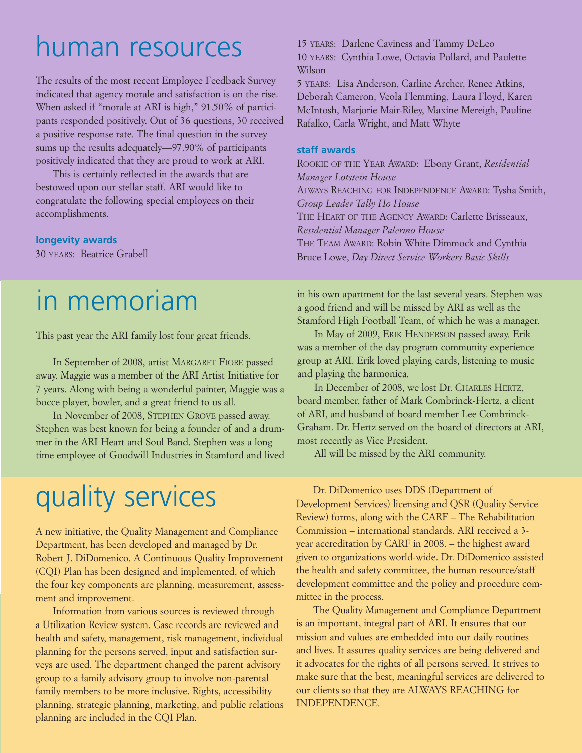# human resources

The results of the most recent Employee Feedback Survey indicated that agency morale and satisfaction is on the rise. When asked if "morale at ARI is high," 91.50% of participants responded positively. Out of 36 questions, 30 received a positive response rate. The final question in the survey sums up the results adequately—97.90% of participants positively indicated that they are proud to work at ARI.

This is certainly reflected in the awards that are bestowed upon our stellar staff. ARI would like to congratulate the following special employees on their accomplishments.

### longevity awards

30 YEARS: Beatrice Grabell
15 YEARS: Darlene Caviness and Tammy DeLeo
10 YEARS: Cynthia Lowe, Octavia Pollard, and Paulette Wilson
5 YEARS: Lisa Anderson, Carline Archer, Renee Atkins, Deborah Cameron, Veola Flemming, Laura Floyd, Karen McIntosh, Marjorie Mair-Riley, Maxine Mereigh, Pauline Rafalko, Carla Wright, and Matt Whyte

### staff awards

ROOKIE OF THE YEAR AWARD: Ebony Grant, *Residential Manager Lotstein House*
ALWAYS REACHING FOR INDEPENDENCE AWARD: Tysha Smith, *Group Leader Tally Ho House*
THE HEART OF THE AGENCY AWARD: Carlette Brisseaux, *Residential Manager Palermo House*
THE TEAM AWARD: Robin White Dimmock and Cynthia Bruce Lowe, *Day Direct Service Workers Basic Skills*

# in memoriam

This past year the ARI family lost four great friends.

In September of 2008, artist MARGARET FIORE passed away. Maggie was a member of the ARI Artist Initiative for 7 years. Along with being a wonderful painter, Maggie was a bocce player, bowler, and a great friend to us all.

In November of 2008, STEPHEN GROVE passed away. Stephen was best known for being a founder of and a drummer in the ARI Heart and Soul Band. Stephen was a long time employee of Goodwill Industries in Stamford and lived in his own apartment for the last several years. Stephen was a good friend and will be missed by ARI as well as the Stamford High Football Team, of which he was a manager.

In May of 2009, ERIK HENDERSON passed away. Erik was a member of the day program community experience group at ARI. Erik loved playing cards, listening to music and playing the harmonica.

In December of 2008, we lost Dr. CHARLES HERTZ, board member, father of Mark Combrinck-Hertz, a client of ARI, and husband of board member Lee Combrinck-Graham. Dr. Hertz served on the board of directors at ARI, most recently as Vice President.

All will be missed by the ARI community.

# quality services

A new initiative, the Quality Management and Compliance Department, has been developed and managed by Dr. Robert J. DiDomenico. A Continuous Quality Improvement (CQI) Plan has been designed and implemented, of which the four key components are planning, measurement, assessment and improvement.

Information from various sources is reviewed through a Utilization Review system. Case records are reviewed and health and safety, management, risk management, individual planning for the persons served, input and satisfaction surveys are used. The department changed the parent advisory group to a family advisory group to involve non-parental family members to be more inclusive. Rights, accessibility planning, strategic planning, marketing, and public relations planning are included in the CQI Plan.

Dr. DiDomenico uses DDS (Department of Development Services) licensing and QSR (Quality Service Review) forms, along with the CARF – The Rehabilitation Commission – international standards. ARI received a 3-year accreditation by CARF in 2008. – the highest award given to organizations world-wide. Dr. DiDomenico assisted the health and safety committee, the human resource/staff development committee and the policy and procedure committee in the process.

The Quality Management and Compliance Department is an important, integral part of ARI. It ensures that our mission and values are embedded into our daily routines and lives. It assures quality services are being delivered and it advocates for the rights of all persons served. It strives to make sure that the best, meaningful services are delivered to our clients so that they are ALWAYS REACHING for INDEPENDENCE.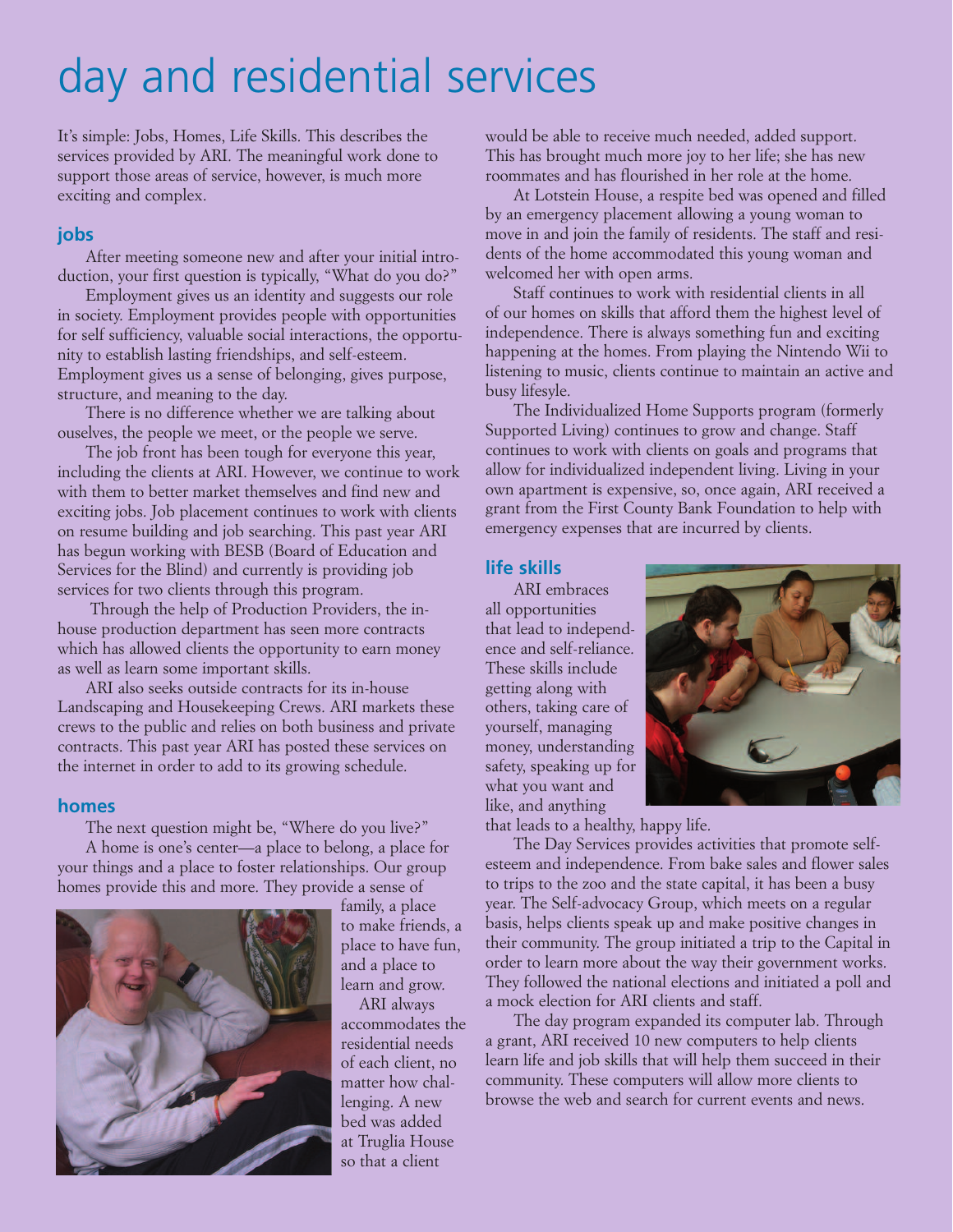# day and residential services

It's simple: Jobs, Homes, Life Skills. This describes the services provided by ARI. The meaningful work done to support those areas of service, however, is much more exciting and complex.

## jobs

After meeting someone new and after your initial introduction, your first question is typically, "What do you do?"

Employment gives us an identity and suggests our role in society. Employment provides people with opportunities for self sufficiency, valuable social interactions, the opportunity to establish lasting friendships, and self-esteem. Employment gives us a sense of belonging, gives purpose, structure, and meaning to the day.

There is no difference whether we are talking about ouselves, the people we meet, or the people we serve.

The job front has been tough for everyone this year, including the clients at ARI. However, we continue to work with them to better market themselves and find new and exciting jobs. Job placement continues to work with clients on resume building and job searching. This past year ARI has begun working with BESB (Board of Education and Services for the Blind) and currently is providing job services for two clients through this program.

Through the help of Production Providers, the in-house production department has seen more contracts which has allowed clients the opportunity to earn money as well as learn some important skills.

ARI also seeks outside contracts for its in-house Landscaping and Housekeeping Crews. ARI markets these crews to the public and relies on both business and private contracts. This past year ARI has posted these services on the internet in order to add to its growing schedule.

## homes

The next question might be, "Where do you live?"

A home is one's center—a place to belong, a place for your things and a place to foster relationships. Our group homes provide this and more. They provide a sense of family, a place to make friends, a place to have fun, and a place to learn and grow.

ARI always accommodates the residential needs of each client, no matter how challenging. A new bed was added at Truglia House so that a client would be able to receive much needed, added support. This has brought much more joy to her life; she has new roommates and has flourished in her role at the home.

At Lotstein House, a respite bed was opened and filled by an emergency placement allowing a young woman to move in and join the family of residents. The staff and residents of the home accommodated this young woman and welcomed her with open arms.

Staff continues to work with residential clients in all of our homes on skills that afford them the highest level of independence. There is always something fun and exciting happening at the homes. From playing the Nintendo Wii to listening to music, clients continue to maintain an active and busy lifesyle.

The Individualized Home Supports program (formerly Supported Living) continues to grow and change. Staff continues to work with clients on goals and programs that allow for individualized independent living. Living in your own apartment is expensive, so, once again, ARI received a grant from the First County Bank Foundation to help with emergency expenses that are incurred by clients.

## life skills

ARI embraces all opportunities that lead to independence and self-reliance. These skills include getting along with others, taking care of yourself, managing money, understanding safety, speaking up for what you want and like, and anything that leads to a healthy, happy life.

The Day Services provides activities that promote self-esteem and independence. From bake sales and flower sales to trips to the zoo and the state capital, it has been a busy year. The Self-advocacy Group, which meets on a regular basis, helps clients speak up and make positive changes in their community. The group initiated a trip to the Capital in order to learn more about the way their government works. They followed the national elections and initiated a poll and a mock election for ARI clients and staff.

The day program expanded its computer lab. Through a grant, ARI received 10 new computers to help clients learn life and job skills that will help them succeed in their community. These computers will allow more clients to browse the web and search for current events and news.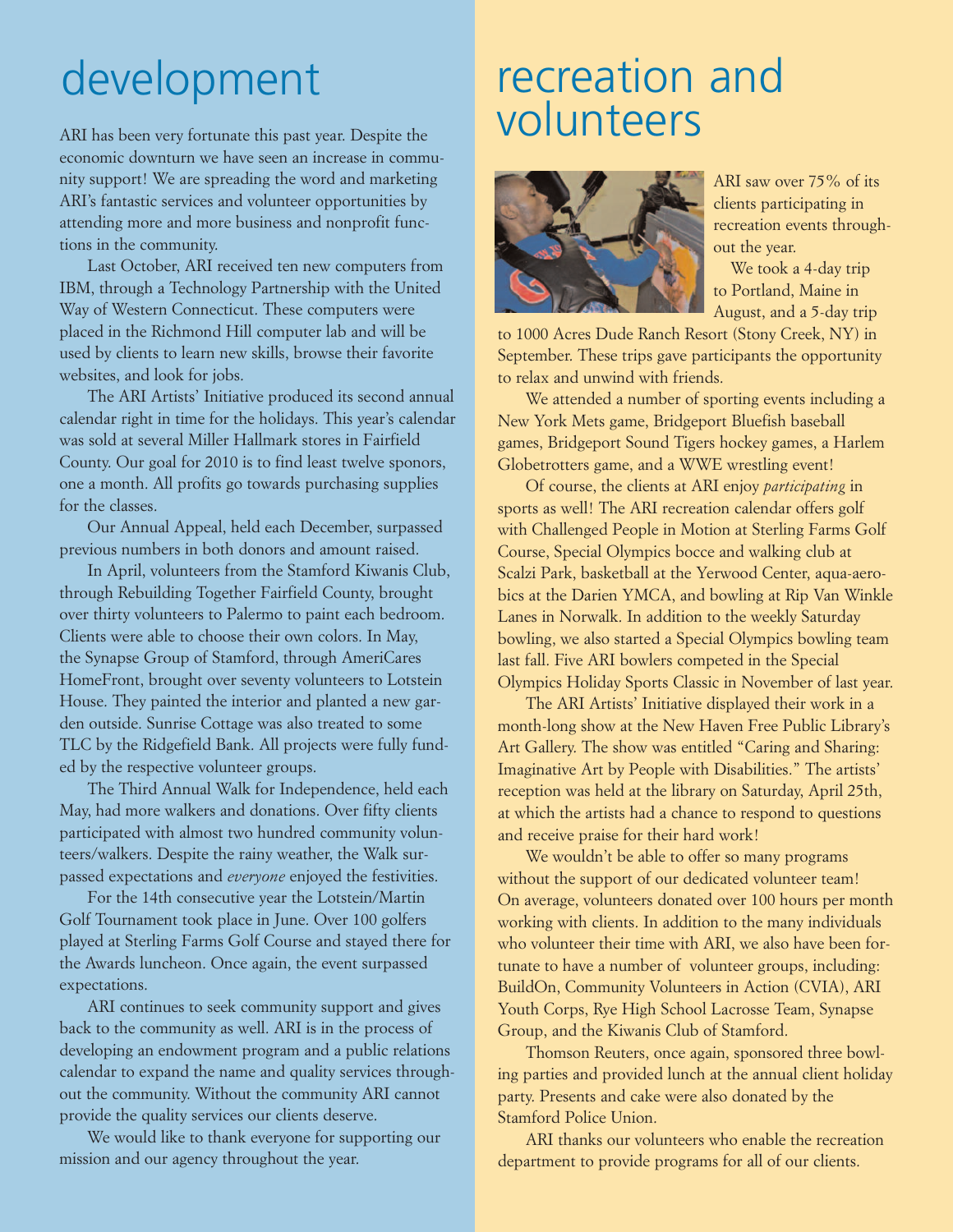# development

ARI has been very fortunate this past year. Despite the economic downturn we have seen an increase in community support! We are spreading the word and marketing ARI's fantastic services and volunteer opportunities by attending more and more business and nonprofit functions in the community.

Last October, ARI received ten new computers from IBM, through a Technology Partnership with the United Way of Western Connecticut. These computers were placed in the Richmond Hill computer lab and will be used by clients to learn new skills, browse their favorite websites, and look for jobs.

The ARI Artists' Initiative produced its second annual calendar right in time for the holidays. This year's calendar was sold at several Miller Hallmark stores in Fairfield County. Our goal for 2010 is to find least twelve sponors, one a month. All profits go towards purchasing supplies for the classes.

Our Annual Appeal, held each December, surpassed previous numbers in both donors and amount raised.

In April, volunteers from the Stamford Kiwanis Club, through Rebuilding Together Fairfield County, brought over thirty volunteers to Palermo to paint each bedroom. Clients were able to choose their own colors. In May, the Synapse Group of Stamford, through AmeriCares HomeFront, brought over seventy volunteers to Lotstein House. They painted the interior and planted a new garden outside. Sunrise Cottage was also treated to some TLC by the Ridgefield Bank. All projects were fully funded by the respective volunteer groups.

The Third Annual Walk for Independence, held each May, had more walkers and donations. Over fifty clients participated with almost two hundred community volunteers/walkers. Despite the rainy weather, the Walk surpassed expectations and *everyone* enjoyed the festivities.

For the 14th consecutive year the Lotstein/Martin Golf Tournament took place in June. Over 100 golfers played at Sterling Farms Golf Course and stayed there for the Awards luncheon. Once again, the event surpassed expectations.

ARI continues to seek community support and gives back to the community as well. ARI is in the process of developing an endowment program and a public relations calendar to expand the name and quality services throughout the community. Without the community ARI cannot provide the quality services our clients deserve.

We would like to thank everyone for supporting our mission and our agency throughout the year.

# recreation and volunteers

ARI saw over 75% of its clients participating in recreation events throughout the year.

We took a 4-day trip to Portland, Maine in August, and a 5-day trip to 1000 Acres Dude Ranch Resort (Stony Creek, NY) in September. These trips gave participants the opportunity to relax and unwind with friends.

We attended a number of sporting events including a New York Mets game, Bridgeport Bluefish baseball games, Bridgeport Sound Tigers hockey games, a Harlem Globetrotters game, and a WWE wrestling event!

Of course, the clients at ARI enjoy *participating* in sports as well! The ARI recreation calendar offers golf with Challenged People in Motion at Sterling Farms Golf Course, Special Olympics bocce and walking club at Scalzi Park, basketball at the Yerwood Center, aqua-aerobics at the Darien YMCA, and bowling at Rip Van Winkle Lanes in Norwalk. In addition to the weekly Saturday bowling, we also started a Special Olympics bowling team last fall. Five ARI bowlers competed in the Special Olympics Holiday Sports Classic in November of last year.

The ARI Artists' Initiative displayed their work in a month-long show at the New Haven Free Public Library's Art Gallery. The show was entitled "Caring and Sharing: Imaginative Art by People with Disabilities." The artists' reception was held at the library on Saturday, April 25th, at which the artists had a chance to respond to questions and receive praise for their hard work!

We wouldn't be able to offer so many programs without the support of our dedicated volunteer team! On average, volunteers donated over 100 hours per month working with clients. In addition to the many individuals who volunteer their time with ARI, we also have been fortunate to have a number of volunteer groups, including: BuildOn, Community Volunteers in Action (CVIA), ARI Youth Corps, Rye High School Lacrosse Team, Synapse Group, and the Kiwanis Club of Stamford.

Thomson Reuters, once again, sponsored three bowling parties and provided lunch at the annual client holiday party. Presents and cake were also donated by the Stamford Police Union.

ARI thanks our volunteers who enable the recreation department to provide programs for all of our clients.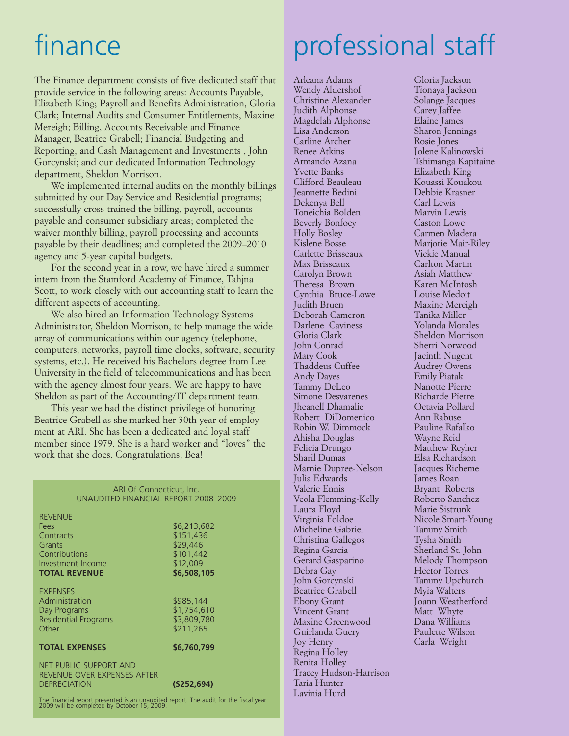# finance

The Finance department consists of five dedicated staff that provide service in the following areas: Accounts Payable, Elizabeth King; Payroll and Benefits Administration, Gloria Clark; Internal Audits and Consumer Entitlements, Maxine Mereigh; Billing, Accounts Receivable and Finance Manager, Beatrice Grabell; Financial Budgeting and Reporting, and Cash Management and Investments , John Gorcynski; and our dedicated Information Technology department, Sheldon Morrison.

We implemented internal audits on the monthly billings submitted by our Day Service and Residential programs; successfully cross-trained the billing, payroll, accounts payable and consumer subsidiary areas; completed the waiver monthly billing, payroll processing and accounts payable by their deadlines; and completed the 2009–2010 agency and 5-year capital budgets.

For the second year in a row, we have hired a summer intern from the Stamford Academy of Finance, Tahjna Scott, to work closely with our accounting staff to learn the different aspects of accounting.

We also hired an Information Technology Systems Administrator, Sheldon Morrison, to help manage the wide array of communications within our agency (telephone, computers, networks, payroll time clocks, software, security systems, etc.). He received his Bachelors degree from Lee University in the field of telecommunications and has been with the agency almost four years. We are happy to have Sheldon as part of the Accounting/IT department team.

This year we had the distinct privilege of honoring Beatrice Grabell as she marked her 30th year of employment at ARI. She has been a dedicated and loyal staff member since 1979. She is a hard worker and "loves" the work that she does. Congratulations, Bea!

ARI Of Connecticut, Inc.
UNAUDITED FINANCIAL REPORT 2008–2009

| | |
|---|---|
| REVENUE | |
| Fees | $6,213,682 |
| Contracts | $151,436 |
| Grants | $29,446 |
| Contributions | $101,442 |
| Investment Income | $12,009 |
| **TOTAL REVENUE** | **$6,508,105** |
| EXPENSES | |
| Administration | $985,144 |
| Day Programs | $1,754,610 |
| Residential Programs | $3,809,780 |
| Other | $211,265 |
| **TOTAL EXPENSES** | **$6,760,799** |
| NET PUBLIC SUPPORT AND REVENUE OVER EXPENSES AFTER DEPRECIATION | **($252,694)** |

The financial report presented is an unaudited report. The audit for the fiscal year 2009 will be completed by October 15, 2009.

# professional staff

Arleana Adams
Wendy Aldershof
Christine Alexander
Judith Alphonse
Magdelah Alphonse
Lisa Anderson
Carline Archer
Renee Atkins
Armando Azana
Yvette Banks
Clifford Beauleau
Jeannette Bedini
Dekenya Bell
Toneichia Bolden
Beverly Bonfoey
Holly Bosley
Kislene Bosse
Carlette Brisseaux
Max Brisseaux
Carolyn Brown
Theresa Brown
Cynthia Bruce-Lowe
Judith Bruen
Deborah Cameron
Darlene Caviness
Gloria Clark
John Conrad
Mary Cook
Thaddeus Cuffee
Andy Dayes
Tammy DeLeo
Simone Desvarenes
Jheanell Dhamalie
Robert DiDomenico
Robin W. Dimmock
Ahisha Douglas
Felicia Drungo
Sharil Dumas
Marnie Dupree-Nelson
Julia Edwards
Valerie Ennis
Veola Flemming-Kelly
Laura Floyd
Virginia Foldoe
Micheline Gabriel
Christina Gallegos
Regina Garcia
Gerard Gasparino
Debra Gay
John Gorcynski
Beatrice Grabell
Ebony Grant
Vincent Grant
Maxine Greenwood
Guirlanda Guery
Joy Henry
Regina Holley
Renita Holley
Tracey Hudson-Harrison
Taria Hunter
Lavinia Hurd
Gloria Jackson
Tionaya Jackson
Solange Jacques
Carey Jaffee
Elaine James
Sharon Jennings
Rosie Jones
Jolene Kalinowski
Tshimanga Kapitaine
Elizabeth King
Kouassi Kouakou
Debbie Krasner
Carl Lewis
Marvin Lewis
Caston Lowe
Carmen Madera
Marjorie Mair-Riley
Vickie Manual
Carlton Martin
Asiah Matthew
Karen McIntosh
Louise Medoit
Maxine Mereigh
Tanika Miller
Yolanda Morales
Sheldon Morrison
Sherri Norwood
Jacinth Nugent
Audrey Owens
Emily Piatak
Nanotte Pierre
Richarde Pierre
Octavia Pollard
Ann Rabuse
Pauline Rafalko
Wayne Reid
Matthew Reyher
Elsa Richardson
Jacques Richeme
James Roan
Bryant Roberts
Roberto Sanchez
Marie Sistrunk
Nicole Smart-Young
Tammy Smith
Tysha Smith
Sherland St. John
Melody Thompson
Hector Torres
Tammy Upchurch
Myia Walters
Joann Weatherford
Matt Whyte
Dana Williams
Paulette Wilson
Carla Wright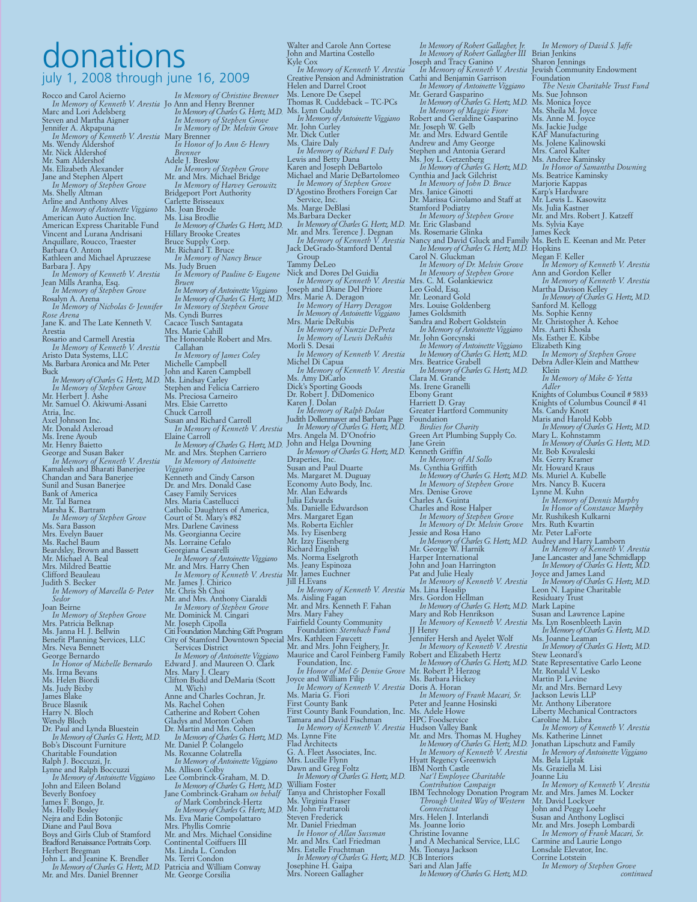# donations

## july 1, 2008 through june 16, 2009

Rocco and Carol Acierno
*In Memory of Kenneth V. Arestia*
Marc and Lori Adelsberg
Steven and Martha Aigner
Jennifer A. Akpapuna
*In Memory of Kenneth V. Arestia*
Ms. Wendy Aldershof
Mr. Nick Aldershof
Mr. Sam Aldershof
Ms. Elizabeth Alexander
Jane and Stephen Alpert
*In Memory of Stephen Grove*
Ms. Shelly Altman
Arline and Anthony Alves
*In Memory of Antoinette Viggiano*
American Auto Auction Inc.
American Express Charitable Fund
Vincent and Lurana Andrisani
Anquillare, Roucco, Traester
Barbara O. Anton
Kathleen and Michael Apruzzese
Barbara J. Apy
*In Memory of Kenneth V. Arestia*
Jean Mills Aranha, Esq.
*In Memory of Stephen Grove*
Rosalyn A. Arena
*In Memory of Nicholas & Jennifer Rose Arena*
Jane K. and The Late Kenneth V. Arestia
Rosario and Carmell Arestia
*In Memory of Kenneth V. Arestia*
Aristo Data Systems, LLC
Ms. Barbara Aronica and Mr. Peter Buck
*In Memory of Charles G. Hertz, M.D.*
*In Memory of Stephen Grove*
Mr. Herbert J. Ashe
Mr. Samuel O. Akiwumi-Assani
Atria, Inc.
Axel Johnson Inc.
Mr. Donald Axleroad
Ms. Irene Ayoub
Mr. Henry Baietto
George and Susan Baker
*In Memory of Kenneth V. Arestia*
Kamalesh and Bharati Banerjee
Chandan and Sara Banerjee
Sunil and Susan Banerjee
Bank of America
Mr. Tal Barnea
Marsha K. Bartram
*In Memory of Stephen Grove*
Ms. Sara Basson
Mrs. Evelyn Bauer
Ms. Rachel Baum
Beardsley, Brown and Bassett
Mr. Michael A. Beal
Mrs. Mildred Beattie
Clifford Beauleau
Judith S. Becker
*In Memory of Marcella & Peter Sedor*
Joan Beirne
*In Memory of Stephen Grove*
Mrs. Patricia Belknap
Ms. Janna H. J. Bellwin
Benefit Planning Services, LLC
Mrs. Neva Bennett
George Bernardo
*In Honor of Michelle Bernardo*
Ms. Irma Bevans
Ms. Helen Biordi
Ms. Judy Bixby
James Blake
Bruce Blasnik
Harry N. Bloch
Wendy Bloch
Dr. Paul and Lynda Bluestein
*In Memory of Charles G. Hertz, M.D.*
Bob's Discount Furniture Charitable Foundation
Ralph J. Boccuzzi, Jr.
Lynne and Ralph Boccuzzi
*In Memory of Antoinette Viggiano*
John and Eileen Boland
Beverly Bonfoey
James F. Bongo, Jr.
Ms. Holly Bosley
Nejra and Edin Botonjic
Diane and Paul Bova
Boys and Girls Club of Stamford
Bradford Renaissance Portraits Corp.
Herbert Bregman
John L. and Jeanine K. Brendler
*In Memory of Charles G. Hertz, M.D.*
Mr. and Mrs. Daniel Brenner
*In Memory of Christine Brenner*
Jo Ann and Henry Brenner
*In Memory of Charles G. Hertz, M.D.*
*In Memory of Stephen Grove*
*In Memory of Dr. Melvin Grove*
Mary Brenner
*In Honor of Jo Ann & Henry Brenner*
Adele J. Breslow
*In Memory of Stephen Grove*
Mr. and Mrs. Michael Bridge
*In Memory of Harvey Gerowitz*
Bridgeport Port Authority
Carlette Brisseaux
Ms. Joan Brode
Ms. Lisa Brodlie
*In Memory of Charles G. Hertz, M.D.*
Hillary Brooke Creates
Bruce Supply Corp.
Mr. Richard T. Bruce
*In Memory of Nancy Bruce*
Ms. Judy Bruen
*In Memory of Pauline & Eugene Bruen*
*In Memory of Antoinette Viggiano*
*In Memory of Charles G. Hertz, M.D.*
*In Memory of Stephen Grove*
Ms. Cyndi Burres
Cacace Tusch Santagata
Mrs. Marie Cahill
The Honorable Robert and Mrs. Callahan
*In Memory of James Coley*
Michelle Campbell
John and Karen Campbell
Ms. Lindsay Carley
Stephen and Felicia Carriero
Ms. Preciosa Carneiro
Mrs. Elsie Carretto
Chuck Carroll
Susan and Richard Carroll
*In Memory of Kenneth V. Arestia*
Elaine Carroll
*In Memory of Charles G. Hertz, M.D.*
Mr. and Mrs. Stephen Carriero
*In Memory of Antoinette Viggiano*
Kenneth and Cindy Carson
Dr. and Mrs. Donald Case
Casey Family Services
Mrs. Maria Castellucci
Catholic Daughters of America, Court of St. Mary's #82
Mrs. Darlene Caviness
Ms. Georgianna Cecire
Ms. Lorraine Cefalo
Georgiana Cesarelli
*In Memory of Antoinette Viggiano*
Mr. and Mrs. Harry Chen
*In Memory of Kenneth V. Arestia*
Mr. James J. Chirico
Mr. Chris Sh Choi
Mr. and Mrs. Anthony Ciaraldi
*In Memory of Stephen Grove*
Mr. Dominick M. Cingari
Mr. Joseph Cipolla
Citi Foundation Matching Gift Program
City of Stamford Downtown Special Services District
*In Memory of Antoinette Viggiano*
Edward J. and Maureen O. Clark
Mrs. Mary J. Cleary
Clifton Budd and DeMaria (Scott M. Wich)
Anne and Charles Cochran, Jr.
Ms. Rachel Cohen
Catherine and Robert Cohen
Gladys and Morton Cohen
Dr. Martin and Mrs. Cohen
*In Memory of Charles G. Hertz, M.D.*
Mr. Daniel P. Colangelo
Ms. Roxanne Colatrella
*In Memory of Antoinette Viggiano*
Ms. Allison Colby
Lee Combrinck-Graham, M. D.
*In Memory of Charles G. Hertz, M.D.*
Jane Combrinck-Graham *on behalf of* Mark Combrinck-Hertz
*In Memory of Charles G. Hertz, M.D.*
Ms. Eva Marie Compolattaro
Mrs. Phyllis Comrie
Mr. and Mrs. Michael Considine
Continental Coiffeurs III
Ms. Linda L. Condon
Ms. Terri Condon
Patricia and William Conway
Mr. George Corsilia
Walter and Carole Ann Cortese
John and Martina Costello
Kyle Cox
*In Memory of Kenneth V. Arestia*
Creative Pension and Administration
Helen and Darrel Croot
Ms. Lenore De Csepel
Thomas R. Cuddeback – TC-PCs
Ms. Lynn Cuddy
*In Memory of Antoinette Viggiano*
Mr. John Curley
Mr. Dick Cutler
Ms. Claire Daly
*In Memory of Richard F. Daly*
Lewis and Betty Dana
Karen and Joseph DeBartolo
Michael and Marie DeBartolomeo
*In Memory of Stephen Grove*
D'Agostino Brothers Foreign Car Service, Inc.
Ms. Marge DeBlasi
Ms.Barbara Decker
*In Memory of Charles G. Hertz, M.D.*
Mr. and Mrs. Terence J. Degnan
*In Memory of Kenneth V. Arestia*
Jack DeGrado-Stamford Dental Group
Tammy DeLeo
Nick and Dores Del Guidia
*In Memory of Kenneth V. Arestia*
Joseph and Diane Del Priore
Mrs. Marie A. Deragon
*In Memory of Harry Deragon*
*In Memory of Antoinette Viggiano*
Mrs. Marie DeRubis
*In Memory of Nunzie DePreta*
*In Memory of Lewis DeRubis*
Morli S. Desai
*In Memory of Kenneth V. Arestia*
Michel Di Capua
*In Memory of Kenneth V. Arestia*
Ms. Amy DiCarlo
Dick's Sporting Goods
Dr. Robert J. DiDomenico
Karen J. Dolan
*In Memory of Ralph Dolan*
Judith Dollenmayer and Barbara Page
*In Memory of Charles G. Hertz, M.D.*
Mrs. Angela M. D'Onofrio
John and Helga Downing
*In Memory of Charles G. Hertz, M.D.*
Draperies, Inc.
Susan and Paul Duarte
Ms. Margaret M. Duguay
Economy Auto Body, Inc.
Mr. Alan Edwards
Julia Edwards
Ms. Danielle Edwardson
Mrs. Margaret Egan
Ms. Roberta Eichler
Ms. Ivy Eisenberg
Mr. Izzy Eisenberg
Richard English
Ms. Norma Eselgroth
Ms. Jeany Espinoza
Mr. James Euchner
Jill H.Evans
*In Memory of Kenneth V. Arestia*
Ms. Aisling Fagan
Mr. and Mrs. Kenneth F. Fahan
Mrs. Mary Fahey
Fairfield County Community Foundation: *Sternbach Fund*
Mrs. Kathleen Fawcett
Mr. and Mrs. John Feighery, Jr.
Maurice and Carol Feinberg Family Foundation, Inc.
*In Honor of Mel & Denise Grove*
Joyce and William Filip
*In Memory of Kenneth V. Arestia*
Ms. Maria G. Fiori
First County Bank
First County Bank Foundation, Inc.
Tamara and David Fischman
*In Memory of Kenneth V. Arestia*
Ms. Lynne Fite
Flad Architects
G. A. Fleet Associates, Inc.
Mrs. Lucille Flynn
Dawn and Greg Foltz
*In Memory of Charles G. Hertz, M.D.*
William Foster
Tanya and Christopher Foxall
Ms. Virginia Fraser
Mr. John Frattaroli
Steven Frederick
Mr. Daniel Friedman
*In Honor of Allan Sussman*
Mr. and Mrs. Carl Friedman
Mrs. Estelle Fruchtman
*In Memory of Charles G. Hertz, M.D.*
Josephine H. Gaipa
Mrs. Noreen Gallagher
*In Memory of Robert Gallagher, Jr.*
*In Memory of Robert Gallagher III*
Joseph and Tracy Ganino
*In Memory of Kenneth V. Arestia*
Cathi and Benjamin Garrison
*In Memory of Antoinette Viggiano*
Mr. Gerard Gasparino
*In Memory of Charles G. Hertz, M.D.*
*In Memory of Maggie Fiore*
Robert and Geraldine Gasparino
Mr. Joseph W. Gelb
Mr. and Mrs. Edward Gentile
Andrew and Amy George
Stephen and Antonia Gerard
Ms. Joy L. Getzenberg
*In Memory of Charles G. Hertz, M.D.*
Cynthia and Jack Gilchrist
*In Memory of John D. Bruce*
Mrs. Janice Ginotti
Dr. Marissa Girolamo and Staff at Stamford Podiatry
*In Memory of Stephen Grove*
Mr. Eric Glasband
Ms. Rosemarie Glinka
Nancy and David Gluck and Family
*In Memory of Charles G. Hertz, M.D.*
Carol N. Gluckman
*In Memory of Dr. Melvin Grove*
*In Memory of Stephen Grove*
Mrs. C. M. Golankiewicz
Leo Gold, Esq.
Mr. Leonard Gold
Mrs. Louise Goldenberg
James Goldsmith
Sandra and Robert Goldstein
*In Memory of Antoinette Viggiano*
Mr. John Gorcynski
*In Memory of Antoinette Viggiano*
*In Memory of Charles G. Hertz, M.D.*
Mrs. Beatrice Grabell
*In Memory of Charles G. Hertz, M.D.*
Clara M. Grande
Ms. Irene Granelli
Ebony Grant
Harriett D. Gray
Greater Hartford Community Foundation
*Birdies for Charity*
Green Art Plumbing Supply Co.
Jane Grein
Kenneth Griffin
*In Memory of Al Sollo*
Ms. Cynthia Griffith
*In Memory of Charles G. Hertz, M.D.*
*In Memory of Stephen Grove*
Mrs. Denise Grove
Charles A. Guinta
Charles and Rose Halper
*In Memory of Stephen Grove*
*In Memory of Dr. Melvin Grove*
Jessie and Rosa Hano
*In Memory of Charles G. Hertz, M.D.*
Mr. George W. Harnik
Harper International
John and Joan Harrington
Pat and Julie Healy
*In Memory of Kenneth V. Arestia*
Ms. Lina Heaslip
Mrs. Gordon Hellman
*In Memory of Charles G. Hertz, M.D.*
Mary and Rob Henrikson
*In Memory of Kenneth V. Arestia*
JJ Henry
Jennifer Hersh and Ayelet Wolf
*In Memory of Kenneth V. Arestia*
Robert and Elizabeth Hertz
*In Memory of Charles G. Hertz, M.D.*
Mr. Robert P. Herzog
Ms. Barbara Hickey
Doris A. Horan
*In Memory of Frank Macari, Sr.*
Peter and Jeanne Hosinski
Ms. Adele Howe
HPC Foodservice
Hudson Valley Bank
Mr. and Mrs. Thomas M. Hughey
*In Memory of Charles G. Hertz, M.D.*
*In Memory of Kenneth V. Arestia*
Hyatt Regency Greenwich
IBM North Castle
*Nat'l Employee Charitable Contribution Campaign*
IBM Technology Donation Program
*Through United Way of Western Connecticut*
Mrs. Helen J. Interlandi
Ms. Joanne Iorio
Christine Iovanne
J and A Mechanical Service, LLC
Ms. Tionaya Jackson
JCB Interiors
Sari and Alan Jaffe
*In Memory of Charles G. Hertz, M.D.*
*In Memory of David S. Jaffe*
Brian Jenkins
Sharon Jennings
Jewish Community Endowment Foundation
*The Nesin Charitable Trust Fund*
Ms. Sue Johnson
Ms. Monica Joyce
Ms. Sheila M. Joyce
Ms. Anne M. Joyce
Ms. Jackie Judge
KAF Manufacturing
Ms. Jolene Kalinowski
Mrs. Carol Kalter
Ms. Andree Kaminsky
*In Honor of Samantha Downing*
Ms. Beatrice Kaminsky
Marjorie Kappas
Karp's Hardware
Mr. Lewis L. Kasowitz
Ms. Julia Kastner
Mr. and Mrs. Robert J. Katzeff
Ms. Sylvia Kaye
James Keck
Ms. Beth E. Keenan and Mr. Peter Hopkins
Megan F. Keller
*In Memory of Kenneth V. Arestia*
Ann and Gordon Keller
*In Memory of Kenneth V. Arestia*
Martha Davison Kelley
*In Memory of Charles G. Hertz, M.D.*
Sanford M. Kellogg
Ms. Sophie Kenny
Mr. Christopher A. Kehoe
Mrs. Aarti Khosla
Ms. Esther E. Kibbe
Elizabeth King
*In Memory of Stephen Grove*
Debra Adler-Klein and Matthew Klein
*In Memory of Mike & Yetta Adler*
Knights of Columbus Council # 5833
Knights of Columbus Council # 41
Ms. Candy Knott
Maris and Harold Kobb
*In Memory of Charles G. Hertz, M.D.*
Mary L. Kohnstamm
*In Memory of Charles G. Hertz, M.D.*
Mr. Bob Kowaleski
Ms. Gerry Kramer
Mr. Howard Kraus
Ms. Muriel A. Kubelle
Mrs. Nancy B. Kucera
Lynne M. Kuhn
*In Memory of Dennis Murphy*
*In Honor of Constance Murphy*
Mr. Rushikesh Kulkarni
Mrs. Ruth Kwartin
Mr. Peter LaForte
Audrey and Harry Lamborn
*In Memory of Kenneth V. Arestia*
Jane Lancaster and Jane Schmidlapp
*In Memory of Charles G. Hertz, M.D.*
Joyce and James Land
*In Memory of Charles G. Hertz, M.D.*
Leon N. Lapine Charitable Residuary Trust
Mark Lapine
Susan and Lawrence Lapine
Ms. Lyn Rosenbleeth Lavin
*In Memory of Charles G. Hertz, M.D.*
Ms. Joanne Leaman
*In Memory of Charles G. Hertz, M.D.*
Stew Leonard's
State Representative Carlo Leone
Mr. Ronald V. Lesko
Martin P. Levine
Mr. and Mrs. Bernard Levy
Jackson Lewis LLP
Mr. Anthony Liberatore
Liberty Mechanical Contractors
Caroline M. Libra
*In Memory of Kenneth V. Arestia*
Ms. Katherine Linnet
Jonathan Lipschutz and Family
*In Memory of Antoinette Viggiano*
Ms. Bela Liptak
Ms. Graziella M. Lisi
Joanne Liu
*In Memory of Kenneth V. Arestia*
Mr. and Mrs. James M. Locker
Mr. David Lockyer
John and Peggy Loehr
Susan and Anthony Loglisci
Mr. and Mrs. Joseph Lombardi
*In Memory of Frank Macari, Sr.*
Carmine and Laurie Longo
Lonsdale Elevator, Inc.
Corrine Lotstein
*In Memory of Stephen Grove*

*continued*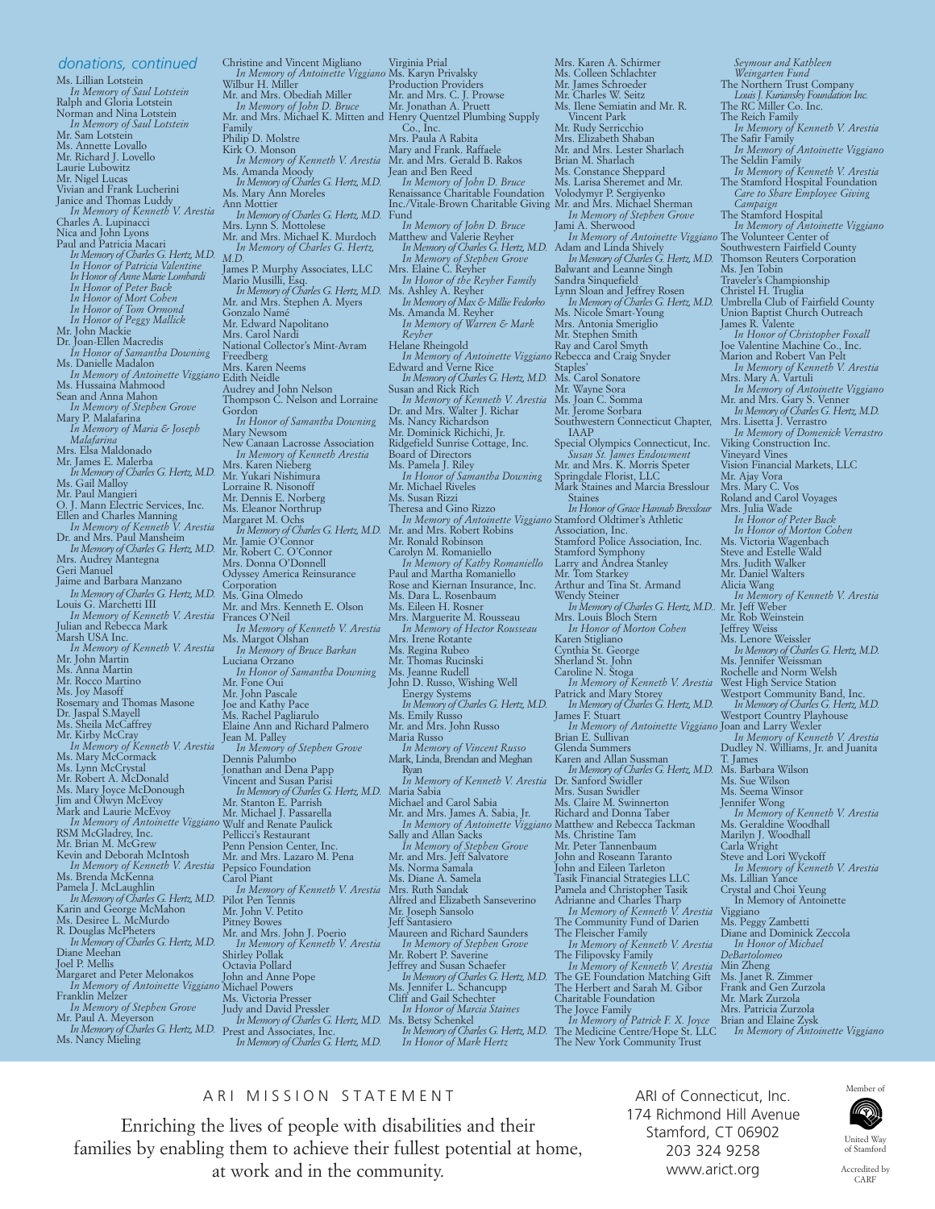## *donations, continued*

Ms. Lillian Lotstein
*In Memory of Saul Lotstein*
Ralph and Gloria Lotstein
Norman and Nina Lotstein
*In Memory of Saul Lotstein*
Mr. Sam Lotstein
Ms. Annette Lovallo
Mr. Richard J. Lovello
Laurie Lubowitz
Mr. Nigel Lucas
Vivian and Frank Lucherini
Janice and Thomas Luddy
*In Memory of Kenneth V. Arestia*
Charles A. Lupinacci
Nica and John Lyons
Paul and Patricia Macari
*In Memory of Charles G. Hertz, M.D.*
*In Honor of Patricia Valentine*
*In Honor of Anne Marie Lombardi*
*In Honor of Peter Buck*
*In Honor of Mort Cohen*
*In Honor of Tom Ormond*
*In Honor of Peggy Mallick*
Mr. John Mackie
Dr. Joan-Ellen Macredis
*In Honor of Samantha Downing*
Ms. Danielle Madalon
*In Memory of Antoinette Viggiano*
Ms. Hussaina Mahmood
Sean and Anna Mahon
*In Memory of Stephen Grove*
Mary P. Malafarina
*In Memory of Maria & Joseph Malafarina*
Mrs. Elsa Maldonado
Mr. James E. Malerba
*In Memory of Charles G. Hertz, M.D.*
Ms. Gail Malloy
Mr. Paul Mangieri
O. J. Mann Electric Services, Inc.
Ellen and Charles Manning
*In Memory of Kenneth V. Arestia*
Dr. and Mrs. Paul Mansheim
*In Memory of Charles G. Hertz, M.D.*
Mrs. Audrey Mantegna
Geri Manuel
Jaime and Barbara Manzano
*In Memory of Charles G. Hertz, M.D.*
Louis G. Marchetti III
*In Memory of Kenneth V. Arestia*
Julian and Rebecca Mark
Marsh USA Inc.
*In Memory of Kenneth V. Arestia*
Mr. John Martin
Ms. Anna Martin
Mr. Rocco Martino
Ms. Joy Masoff
Rosemary and Thomas Masone
Dr. Jaspal S.Mayell
Ms. Sheila McCaffrey
Mr. Kirby McCray
*In Memory of Kenneth V. Arestia*
Ms. Mary McCormack
Ms. Lynn McCrystal
Mr. Robert A. McDonald
Ms. Mary Joyce McDonough
Jim and Olwyn McEvoy
Mark and Laurie McEvoy
*In Memory of Antoinette Viggiano*
RSM McGladrey, Inc.
Mr. Brian M. McGrew
Kevin and Deborah McIntosh
*In Memory of Kenneth V. Arestia*
Ms. Brenda McKenna
Pamela J. McLaughlin
*In Memory of Charles G. Hertz, M.D.*
Karin and George McMahon
Ms. Desiree L. McMurdo
R. Douglas McPheters
*In Memory of Charles G. Hertz, M.D.*
Diane Meehan
Joel P. Mellis
Margaret and Peter Melonakos
*In Memory of Antoinette Viggiano*
Franklin Melzer
*In Memory of Stephen Grove*
Mr. Paul A. Meyerson
*In Memory of Charles G. Hertz, M.D.*
Ms. Nancy Mieling

Christine and Vincent Migliano
*In Memory of Antoinette Viggiano*
Wilbur H. Miller
Mr. and Mrs. Obediah Miller
*In Memory of John D. Bruce*
Mr. and Mrs. Michael K. Mitten and Family
Philip D. Molstre
Kirk O. Monson
*In Memory of Kenneth V. Arestia*
Ms. Amanda Moody
*In Memory of Charles G. Hertz, M.D.*
Ms. Mary Ann Moreles
Ann Mottier
*In Memory of Charles G. Hertz, M.D.*
Mrs. Lynn S. Mottolese
Mr. and Mrs. Michael K. Murdoch
*In Memory of Charles G. Hertz, M.D.*
James P. Murphy Associates, LLC
Mario Musilli, Esq.
*In Memory of Charles G. Hertz, M.D.*
Mr. and Mrs. Stephen A. Myers
Gonzalo Namé
Mr. Edward Napolitano
Mrs. Carol Nardi
National Collector's Mint-Avram Freedberg
Mrs. Karen Neems
Edith Neidle
Audrey and John Nelson
Thompson C. Nelson and Lorraine Gordon
*In Honor of Samantha Downing*
Mary Newsom
New Canaan Lacrosse Association
*In Memory of Kenneth Arestia*
Mrs. Karen Nieberg
Mr. Yukari Nishimura
Lorraine R. Nisonoff
Mr. Dennis E. Norberg
Ms. Eleanor Northrup
Margaret M. Ochs
*In Memory of Charles G. Hertz, M.D.*
Mr. Jamie O'Connor
Mr. Robert C. O'Connor
Mrs. Donna O'Donnell
Odyssey America Reinsurance Corporation
Ms. Gina Olmedo
Mr. and Mrs. Kenneth E. Olson
Frances O'Neil
*In Memory of Kenneth V. Arestia*
Ms. Margot Olshan
*In Memory of Bruce Barkan*
Luciana Orzano
*In Honor of Samantha Downing*
Mr. Fone Oui
Mr. John Pascale
Joe and Kathy Pace
Ms. Rachel Pagliarulo
Elaine Ann and Richard Palmero
Jean M. Palley
*In Memory of Stephen Grove*
Dennis Palumbo
Jonathan and Dena Papp
Vincent and Susan Parisi
*In Memory of Charles G. Hertz, M.D.*
Mr. Stanton E. Parrish
Mr. Michael J. Passarella
Wulf and Renate Paulick
Pellicci's Restaurant
Penn Pension Center, Inc.
Mr. and Mrs. Lazaro M. Pena
Pepsico Foundation
Carol Piant
*In Memory of Kenneth V. Arestia*
Pilot Pen Tennis
Mr. John V. Petito
Pitney Bowes
Mr. and Mrs. John J. Poerio
*In Memory of Kenneth V. Arestia*
Shirley Pollak
Octavia Pollard
John and Anne Pope
Michael Powers
Ms. Victoria Presser
Judy and David Pressler
*In Memory of Charles G. Hertz, M.D.*
Prest and Associates, Inc.
*In Memory of Charles G. Hertz, M.D.*

Virginia Prial
Ms. Karyn Privalsky
Production Providers
Mr. and Mrs. C. J. Prowse
Mr. Jonathan A. Pruett
Henry Quentzel Plumbing Supply Co., Inc.
Mrs. Paula A Rabita
Mary and Frank. Raffaele
Mr. and Mrs. Gerald B. Rakos
Jean and Ben Reed
*In Memory of John D. Bruce*
Renaissance Charitable Foundation Inc./Vitale-Brown Charitable Giving Fund
*In Memory of John D. Bruce*
Matthew and Valerie Reyher
*In Memory of Charles G. Hertz, M.D.*
*In Memory of Stephen Grove*
Mrs. Elaine C. Reyher
*In Honor of the Reyher Family*
Ms. Ashley A. Reyher
*In Memory of Max & Millie Fedorko*
Ms. Amanda M. Reyher
*In Memory of Warren & Mark Reyher*
Helane Rheingold
*In Memory of Antoinette Viggiano*
Edward and Verne Rice
*In Memory of Charles G. Hertz, M.D.*
Susan and Rick Rich
*In Memory of Kenneth V. Arestia*
Dr. and Mrs. Walter J. Richar
Ms. Nancy Richardson
Mr. Dominick Richichi, Jr.
Ridgefield Sunrise Cottage, Inc. Board of Directors
Ms. Pamela J. Riley
*In Honor of Samantha Downing*
Mr. Michael Riveles
Ms. Susan Rizzi
Theresa and Gino Rizzo
*In Memory of Antoinette Viggiano*
Mr. and Mrs. Robert Robins
Mr. Ronald Robinson
Carolyn M. Romaniello
*In Memory of Kathy Romaniello*
Paul and Martha Romaniello
Rose and Kiernan Insurance, Inc.
Ms. Dara L. Rosenbaum
Ms. Eileen H. Rosner
Mrs. Marguerite M. Rousseau
*In Memory of Hector Rousseau*
Mrs. Irene Rotante
Ms. Regina Rubeo
Mr. Thomas Rucinski
Ms. Jeanne Rudell
John D. Russo, Wishing Well Energy Systems
*In Memory of Charles G. Hertz, M.D.*
Ms. Emily Russo
Mr. and Mrs. John Russo
Maria Russo
*In Memory of Vincent Russo*
Mark, Linda, Brendan and Meghan Ryan
*In Memory of Kenneth V. Arestia*
Maria Sabia
Michael and Carol Sabia
Mr. and Mrs. James A. Sabia, Jr.
*In Memory of Antoinette Viggiano*
Sally and Allan Sacks
*In Memory of Stephen Grove*
Mr. and Mrs. Jeff Salvatore
Ms. Norma Samala
Ms. Diane A. Samela
Mrs. Ruth Sandak
Alfred and Elizabeth Sanseverino
Mr. Joseph Sansolo
Jeff Santasiero
Maureen and Richard Saunders
*In Memory of Stephen Grove*
Mr. Robert P. Saverine
Jeffrey and Susan Schaefer
*In Memory of Charles G. Hertz, M.D.*
Ms. Jennifer L. Schancupp
Cliff and Gail Schechter
*In Honor of Marcia Staines*
Ms. Betsy Schenkel
*In Memory of Charles G. Hertz, M.D.*
*In Honor of Mark Hertz*

Mrs. Karen A. Schirmer
Ms. Colleen Schlachter
Mr. James Schroeder
Mr. Charles W. Seitz
Ms. Ilene Semiatin and Mr. R. Vincent Park
Mr. Rudy Serricchio
Mrs. Elizabeth Shaban
Mr. and Mrs. Lester Sharlach
Brian M. Sharlach
Ms. Constance Sheppard
Ms. Larisa Sheremet and Mr. Volodymyr P. Sergiyenko
Mr. and Mrs. Michael Sherman
*In Memory of Stephen Grove*
Jami A. Sherwood
*In Memory of Antoinette Viggiano*
Adam and Linda Shively
*In Memory of Charles G. Hertz, M.D.*
Balwant and Leanne Singh
Sandra Sinquefield
Lynn Sloan and Jeffrey Rosen
*In Memory of Charles G. Hertz, M.D.*
Ms. Nicole Smart-Young
Mrs. Antonia Smeriglio
Mr. Stephen Smith
Ray and Carol Smyth
Rebecca and Craig Snyder
Staples'
Ms. Carol Sonatore
Mr. Wayne Sora
Ms. Joan C. Somma
Mr. Jerome Sorbara
Southwestern Connecticut Chapter, IAAP
Special Olympics Connecticut, Inc.
*Susan St. James Endowment*
Mr. and Mrs. K. Morris Speter
Springdale Florist, LLC
Mark Staines and Marcia Bresslour Staines
*In Honor of Grace Hannah Bresslour*
Stamford Oldtimer's Athletic Association, Inc.
Stamford Police Association, Inc.
Stamford Symphony
Larry and Andrea Stanley
Mr. Tom Starkey
Arthur and Tina St. Armand
Wendy Steiner
*In Memory of Charles G. Hertz, M.D.*
Mrs. Louis Bloch Stern
*In Honor of Morton Cohen*
Karen Stigliano
Cynthia St. George
Sherland St. John
Caroline N. Stoga
*In Memory of Kenneth V. Arestia*
Patrick and Mary Storey
*In Memory of Charles G. Hertz, M.D.*
James F. Stuart
*In Memory of Antoinette Viggiano*
Brian E. Sullivan
Glenda Summers
Karen and Allan Sussman
*In Memory of Charles G. Hertz, M.D.*
Dr. Sanford Swidler
Mrs. Susan Swidler
Ms. Claire M. Swinnerton
Richard and Donna Taber
Matthew and Rebecca Tackman
Ms. Christine Tam
Mr. Peter Tannenbaum
John and Roseann Taranto
John and Eileen Tarleton
Tasik Financial Strategies LLC
Pamela and Christopher Tasik
Adrianne and Charles Tharp
*In Memory of Kenneth V. Arestia*
The Community Fund of Darien
The Fleischer Family
*In Memory of Kenneth V. Arestia*
The Filipovsky Family
*In Memory of Kenneth V. Arestia*
The GE Foundation Matching Gift
The Herbert and Sarah M. Gibor Charitable Foundation
The Joyce Family
*In Memory of Patrick F. X. Joyce*
The Medicine Centre/Hope St. LLC
The New York Community Trust

*Seymour and Kathleen Weingarten Fund*
The Northern Trust Company
*Louis J. Kuriansky Foundation Inc.*
The RC Miller Co. Inc.
The Reich Family
*In Memory of Kenneth V. Arestia*
The Safir Family
*In Memory of Antoinette Viggiano*
The Seldin Family
*In Memory of Kenneth V. Arestia*
The Stamford Hospital Foundation
*Care to Share Employee Giving Campaign*
The Stamford Hospital
*In Memory of Antoinette Viggiano*
The Volunteer Center of Southwestern Fairfield County
Thomson Reuters Corporation
Ms. Jen Tobin
Traveler's Championship
Christel H. Truglia
Umbrella Club of Fairfield County
Union Baptist Church Outreach
James R. Valente
*In Honor of Christopher Foxall*
Joe Valentine Machine Co., Inc.
Marion and Robert Van Pelt
*In Memory of Kenneth V. Arestia*
Mrs. Mary A. Vartuli
*In Memory of Antoinette Viggiano*
Mr. and Mrs. Gary S. Venner
*In Memory of Charles G. Hertz, M.D.*
Mrs. Lisetta J. Verrastro
*In Memory of Domenick Verrastro*
Viking Construction Inc.
Vineyard Vines
Vision Financial Markets, LLC
Mr. Ajay Vora
Mrs. Mary C. Vos
Roland and Carol Voyages
Mrs. Julia Wade
*In Honor of Peter Buck*
*In Honor of Morton Cohen*
Ms. Victoria Wagenbach
Steve and Estelle Wald
Mrs. Judith Walker
Mr. Daniel Walters
Alicia Wang
*In Memory of Kenneth V. Arestia*
Mr. Jeff Weber
Mr. Rob Weinstein
Jeffrey Weiss
Ms. Lenore Weissler
*In Memory of Charles G. Hertz, M.D.*
Ms. Jennifer Weissman
Rochelle and Norm Welsh
West High Service Station
Westport Community Band, Inc.
*In Memory of Charles G. Hertz, M.D.*
Westport Country Playhouse
Joan and Larry Wexler
*In Memory of Kenneth V. Arestia*
Dudley N. Williams, Jr. and Juanita T. James
Ms. Barbara Wilson
Ms. Sue Wilson
Ms. Seema Winsor
Jennifer Wong
*In Memory of Kenneth V. Arestia*
Ms. Geraldine Woodhall
Marilyn J. Woodhall
Carla Wright
Steve and Lori Wyckoff
*In Memory of Kenneth V. Arestia*
Ms. Lillian Yance
Crystal and Choi Yeung
In Memory of Antoinette Viggiano
Ms. Peggy Zambetti
Diane and Dominick Zeccola
*In Honor of Michael DeBartolomeo*
Min Zheng
Ms. Janet R. Zimmer
Frank and Gen Zurzola
Mr. Mark Zurzola
Mrs. Patricia Zurzola
Brian and Elaine Zysk
*In Memory of Antoinette Viggiano*

ARI MISSION STATEMENT

Enriching the lives of people with disabilities and their families by enabling them to achieve their fullest potential at home, at work and in the community.

ARI of Connecticut, Inc.
174 Richmond Hill Avenue
Stamford, CT 06902
203 324 9258
www.arict.org

Member of United Way of Stamford

Accredited by CARF